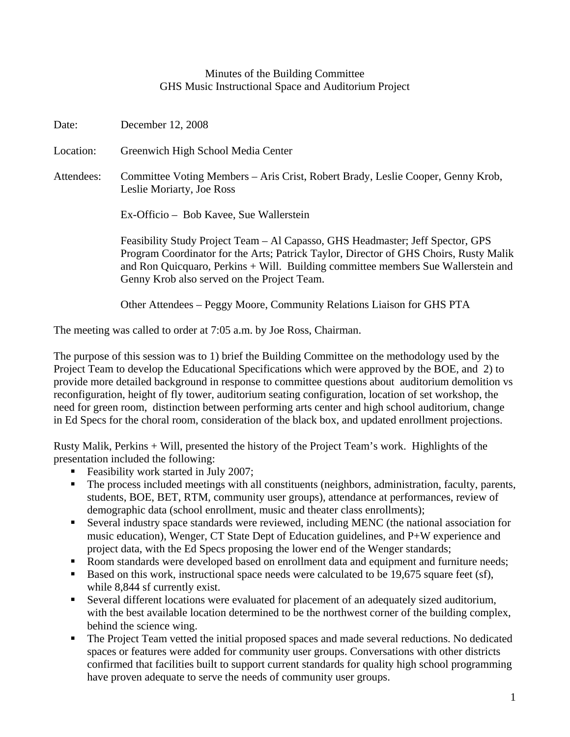# Minutes of the Building Committee
## GHS Music Instructional Space and Auditorium Project

Date: December 12, 2008

Location: Greenwich High School Media Center

Attendees: Committee Voting Members – Aris Crist, Robert Brady, Leslie Cooper, Genny Krob, Leslie Moriarty, Joe Ross

Ex-Officio – Bob Kavee, Sue Wallerstein

Feasibility Study Project Team – Al Capasso, GHS Headmaster; Jeff Spector, GPS Program Coordinator for the Arts; Patrick Taylor, Director of GHS Choirs, Rusty Malik and Ron Quicquaro, Perkins + Will. Building committee members Sue Wallerstein and Genny Krob also served on the Project Team.

Other Attendees – Peggy Moore, Community Relations Liaison for GHS PTA

The meeting was called to order at 7:05 a.m. by Joe Ross, Chairman.

The purpose of this session was to 1) brief the Building Committee on the methodology used by the Project Team to develop the Educational Specifications which were approved by the BOE, and 2) to provide more detailed background in response to committee questions about auditorium demolition vs reconfiguration, height of fly tower, auditorium seating configuration, location of set workshop, the need for green room, distinction between performing arts center and high school auditorium, change in Ed Specs for the choral room, consideration of the black box, and updated enrollment projections.

Rusty Malik, Perkins + Will, presented the history of the Project Team's work. Highlights of the presentation included the following:

- Feasibility work started in July 2007;
- The process included meetings with all constituents (neighbors, administration, faculty, parents, students, BOE, BET, RTM, community user groups), attendance at performances, review of demographic data (school enrollment, music and theater class enrollments);
- Several industry space standards were reviewed, including MENC (the national association for music education), Wenger, CT State Dept of Education guidelines, and P+W experience and project data, with the Ed Specs proposing the lower end of the Wenger standards;
- Room standards were developed based on enrollment data and equipment and furniture needs;
- Based on this work, instructional space needs were calculated to be 19,675 square feet (sf), while 8,844 sf currently exist.
- Several different locations were evaluated for placement of an adequately sized auditorium, with the best available location determined to be the northwest corner of the building complex, behind the science wing.
- The Project Team vetted the initial proposed spaces and made several reductions. No dedicated spaces or features were added for community user groups. Conversations with other districts confirmed that facilities built to support current standards for quality high school programming have proven adequate to serve the needs of community user groups.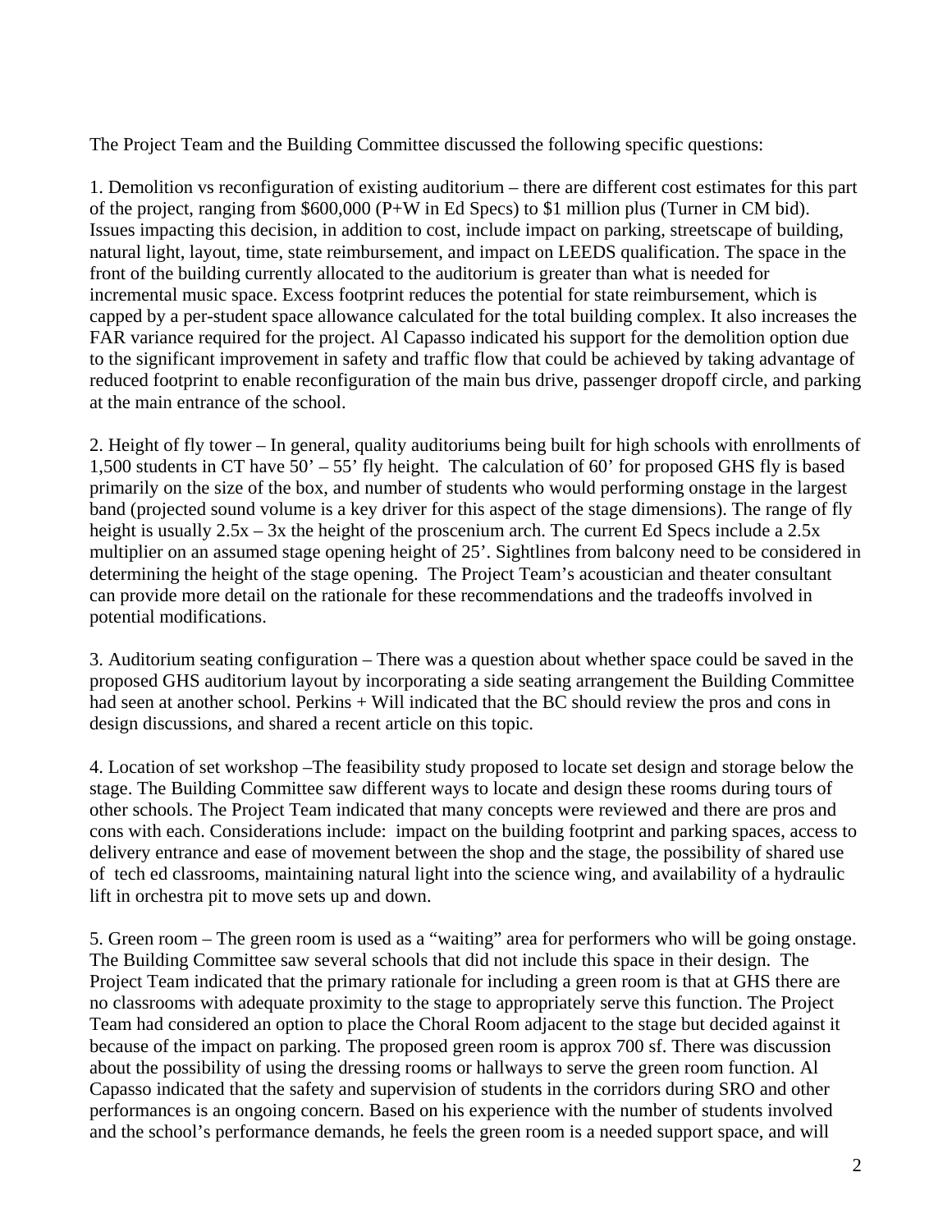The Project Team and the Building Committee discussed the following specific questions:

1. Demolition vs reconfiguration of existing auditorium – there are different cost estimates for this part of the project, ranging from $600,000 (P+W in Ed Specs) to $1 million plus (Turner in CM bid). Issues impacting this decision, in addition to cost, include impact on parking, streetscape of building, natural light, layout, time, state reimbursement, and impact on LEEDS qualification. The space in the front of the building currently allocated to the auditorium is greater than what is needed for incremental music space. Excess footprint reduces the potential for state reimbursement, which is capped by a per-student space allowance calculated for the total building complex. It also increases the FAR variance required for the project. Al Capasso indicated his support for the demolition option due to the significant improvement in safety and traffic flow that could be achieved by taking advantage of reduced footprint to enable reconfiguration of the main bus drive, passenger dropoff circle, and parking at the main entrance of the school.

2. Height of fly tower – In general, quality auditoriums being built for high schools with enrollments of 1,500 students in CT have 50' – 55' fly height. The calculation of 60' for proposed GHS fly is based primarily on the size of the box, and number of students who would performing onstage in the largest band (projected sound volume is a key driver for this aspect of the stage dimensions). The range of fly height is usually 2.5x – 3x the height of the proscenium arch. The current Ed Specs include a 2.5x multiplier on an assumed stage opening height of 25'. Sightlines from balcony need to be considered in determining the height of the stage opening. The Project Team's acoustician and theater consultant can provide more detail on the rationale for these recommendations and the tradeoffs involved in potential modifications.

3. Auditorium seating configuration – There was a question about whether space could be saved in the proposed GHS auditorium layout by incorporating a side seating arrangement the Building Committee had seen at another school. Perkins + Will indicated that the BC should review the pros and cons in design discussions, and shared a recent article on this topic.

4. Location of set workshop –The feasibility study proposed to locate set design and storage below the stage. The Building Committee saw different ways to locate and design these rooms during tours of other schools. The Project Team indicated that many concepts were reviewed and there are pros and cons with each. Considerations include: impact on the building footprint and parking spaces, access to delivery entrance and ease of movement between the shop and the stage, the possibility of shared use of tech ed classrooms, maintaining natural light into the science wing, and availability of a hydraulic lift in orchestra pit to move sets up and down.

5. Green room – The green room is used as a "waiting" area for performers who will be going onstage. The Building Committee saw several schools that did not include this space in their design. The Project Team indicated that the primary rationale for including a green room is that at GHS there are no classrooms with adequate proximity to the stage to appropriately serve this function. The Project Team had considered an option to place the Choral Room adjacent to the stage but decided against it because of the impact on parking. The proposed green room is approx 700 sf. There was discussion about the possibility of using the dressing rooms or hallways to serve the green room function. Al Capasso indicated that the safety and supervision of students in the corridors during SRO and other performances is an ongoing concern. Based on his experience with the number of students involved and the school's performance demands, he feels the green room is a needed support space, and will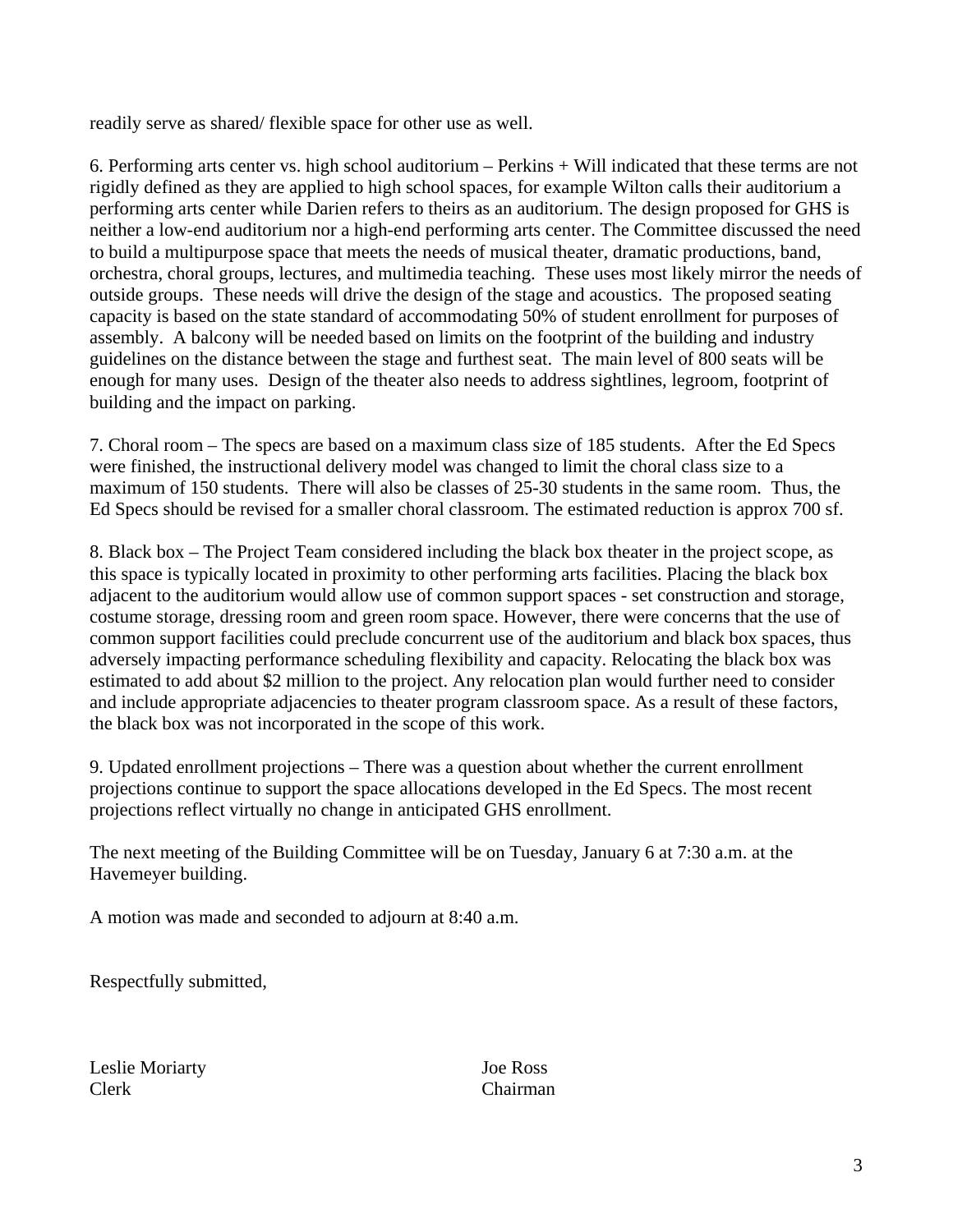readily serve as shared/ flexible space for other use as well.

6. Performing arts center vs. high school auditorium – Perkins + Will indicated that these terms are not rigidly defined as they are applied to high school spaces, for example Wilton calls their auditorium a performing arts center while Darien refers to theirs as an auditorium. The design proposed for GHS is neither a low-end auditorium nor a high-end performing arts center. The Committee discussed the need to build a multipurpose space that meets the needs of musical theater, dramatic productions, band, orchestra, choral groups, lectures, and multimedia teaching. These uses most likely mirror the needs of outside groups. These needs will drive the design of the stage and acoustics. The proposed seating capacity is based on the state standard of accommodating 50% of student enrollment for purposes of assembly. A balcony will be needed based on limits on the footprint of the building and industry guidelines on the distance between the stage and furthest seat. The main level of 800 seats will be enough for many uses. Design of the theater also needs to address sightlines, legroom, footprint of building and the impact on parking.

7. Choral room – The specs are based on a maximum class size of 185 students. After the Ed Specs were finished, the instructional delivery model was changed to limit the choral class size to a maximum of 150 students. There will also be classes of 25-30 students in the same room. Thus, the Ed Specs should be revised for a smaller choral classroom. The estimated reduction is approx 700 sf.

8. Black box – The Project Team considered including the black box theater in the project scope, as this space is typically located in proximity to other performing arts facilities. Placing the black box adjacent to the auditorium would allow use of common support spaces - set construction and storage, costume storage, dressing room and green room space. However, there were concerns that the use of common support facilities could preclude concurrent use of the auditorium and black box spaces, thus adversely impacting performance scheduling flexibility and capacity. Relocating the black box was estimated to add about $2 million to the project. Any relocation plan would further need to consider and include appropriate adjacencies to theater program classroom space. As a result of these factors, the black box was not incorporated in the scope of this work.

9. Updated enrollment projections – There was a question about whether the current enrollment projections continue to support the space allocations developed in the Ed Specs. The most recent projections reflect virtually no change in anticipated GHS enrollment.

The next meeting of the Building Committee will be on Tuesday, January 6 at 7:30 a.m. at the Havemeyer building.

A motion was made and seconded to adjourn at 8:40 a.m.

Respectfully submitted,

Leslie Moriarty
Clerk

Joe Ross
Chairman